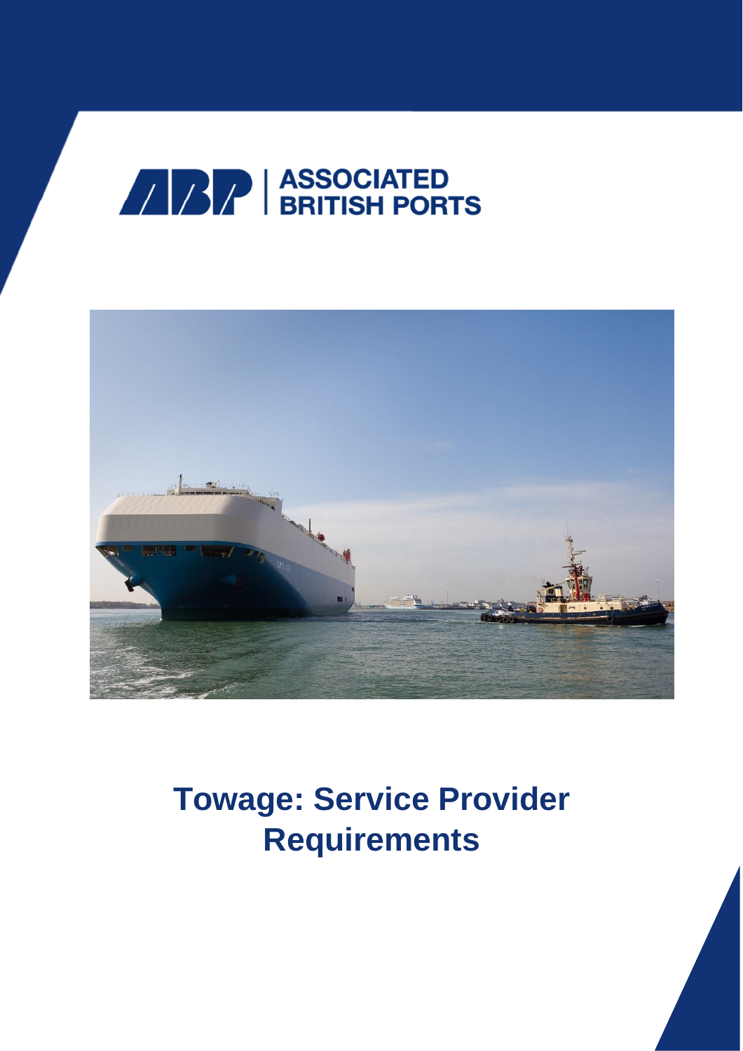ASSOCIATED BRITISH PORTS

# Towage: Service Provider Requirements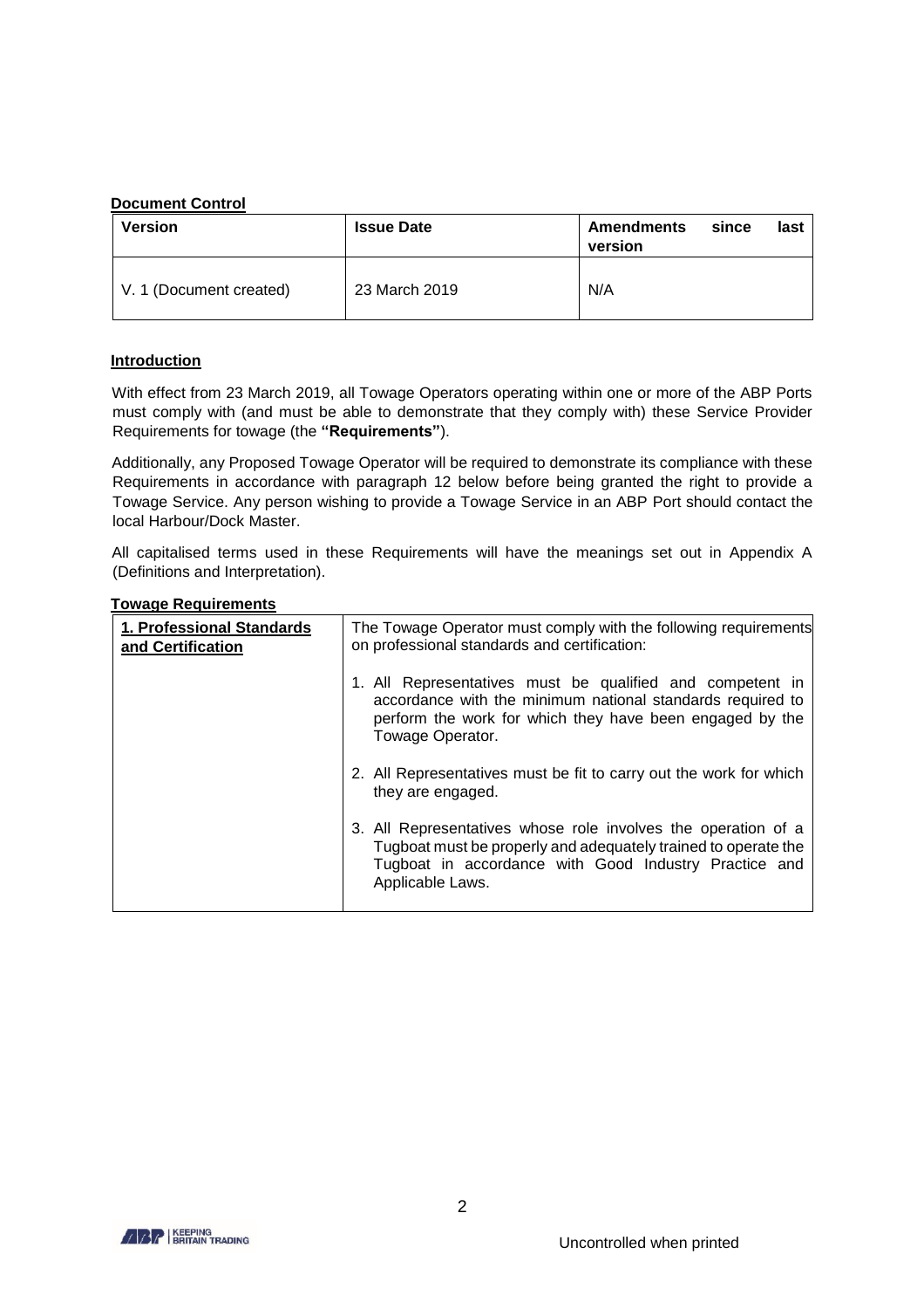**Document Control**

| Version | Issue Date | Amendments since last version |
| --- | --- | --- |
| V. 1 (Document created) | 23 March 2019 | N/A |

**Introduction**

With effect from 23 March 2019, all Towage Operators operating within one or more of the ABP Ports must comply with (and must be able to demonstrate that they comply with) these Service Provider Requirements for towage (the **"Requirements"**).

Additionally, any Proposed Towage Operator will be required to demonstrate its compliance with these Requirements in accordance with paragraph 12 below before being granted the right to provide a Towage Service. Any person wishing to provide a Towage Service in an ABP Port should contact the local Harbour/Dock Master.

All capitalised terms used in these Requirements will have the meanings set out in Appendix A (Definitions and Interpretation).

**Towage Requirements**

| | |
| --- | --- |
| **1. Professional Standards and Certification** | The Towage Operator must comply with the following requirements on professional standards and certification:<br><br>1. All Representatives must be qualified and competent in accordance with the minimum national standards required to perform the work for which they have been engaged by the Towage Operator.<br><br>2. All Representatives must be fit to carry out the work for which they are engaged.<br><br>3. All Representatives whose role involves the operation of a Tugboat must be properly and adequately trained to operate the Tugboat in accordance with Good Industry Practice and Applicable Laws. |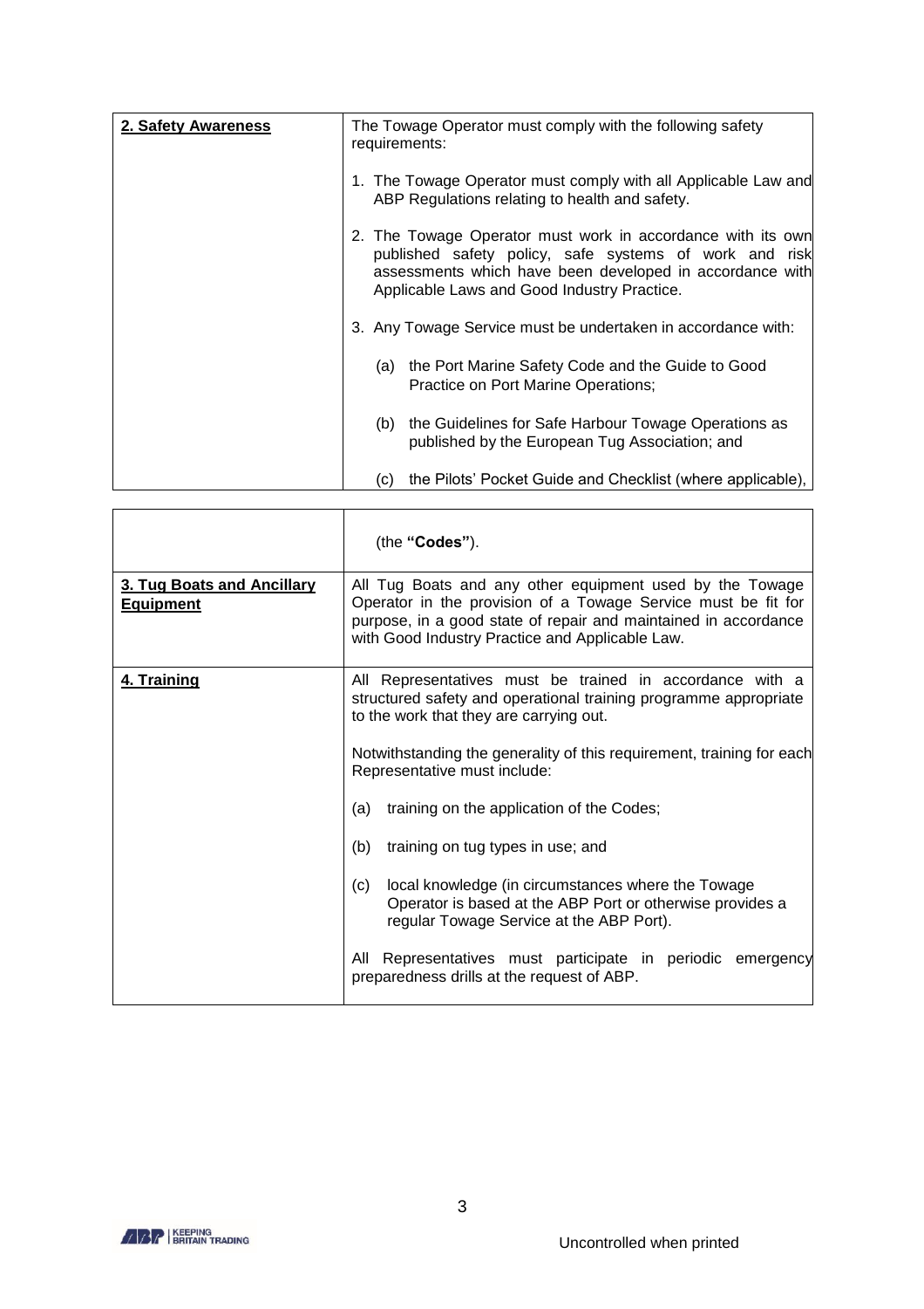| | |
|---|---|
| **2. Safety Awareness** | The Towage Operator must comply with the following safety requirements:<br><br>1. The Towage Operator must comply with all Applicable Law and ABP Regulations relating to health and safety.<br><br>2. The Towage Operator must work in accordance with its own published safety policy, safe systems of work and risk assessments which have been developed in accordance with Applicable Laws and Good Industry Practice.<br><br>3. Any Towage Service must be undertaken in accordance with:<br><br>(a) the Port Marine Safety Code and the Guide to Good Practice on Port Marine Operations;<br><br>(b) the Guidelines for Safe Harbour Towage Operations as published by the European Tug Association; and<br><br>(c) the Pilots' Pocket Guide and Checklist (where applicable),<br><br>(the **"Codes"**). |
| **3. Tug Boats and Ancillary Equipment** | All Tug Boats and any other equipment used by the Towage Operator in the provision of a Towage Service must be fit for purpose, in a good state of repair and maintained in accordance with Good Industry Practice and Applicable Law. |
| **4. Training** | All Representatives must be trained in accordance with a structured safety and operational training programme appropriate to the work that they are carrying out.<br><br>Notwithstanding the generality of this requirement, training for each Representative must include:<br><br>(a) training on the application of the Codes;<br><br>(b) training on tug types in use; and<br><br>(c) local knowledge (in circumstances where the Towage Operator is based at the ABP Port or otherwise provides a regular Towage Service at the ABP Port).<br><br>All Representatives must participate in periodic emergency preparedness drills at the request of ABP. |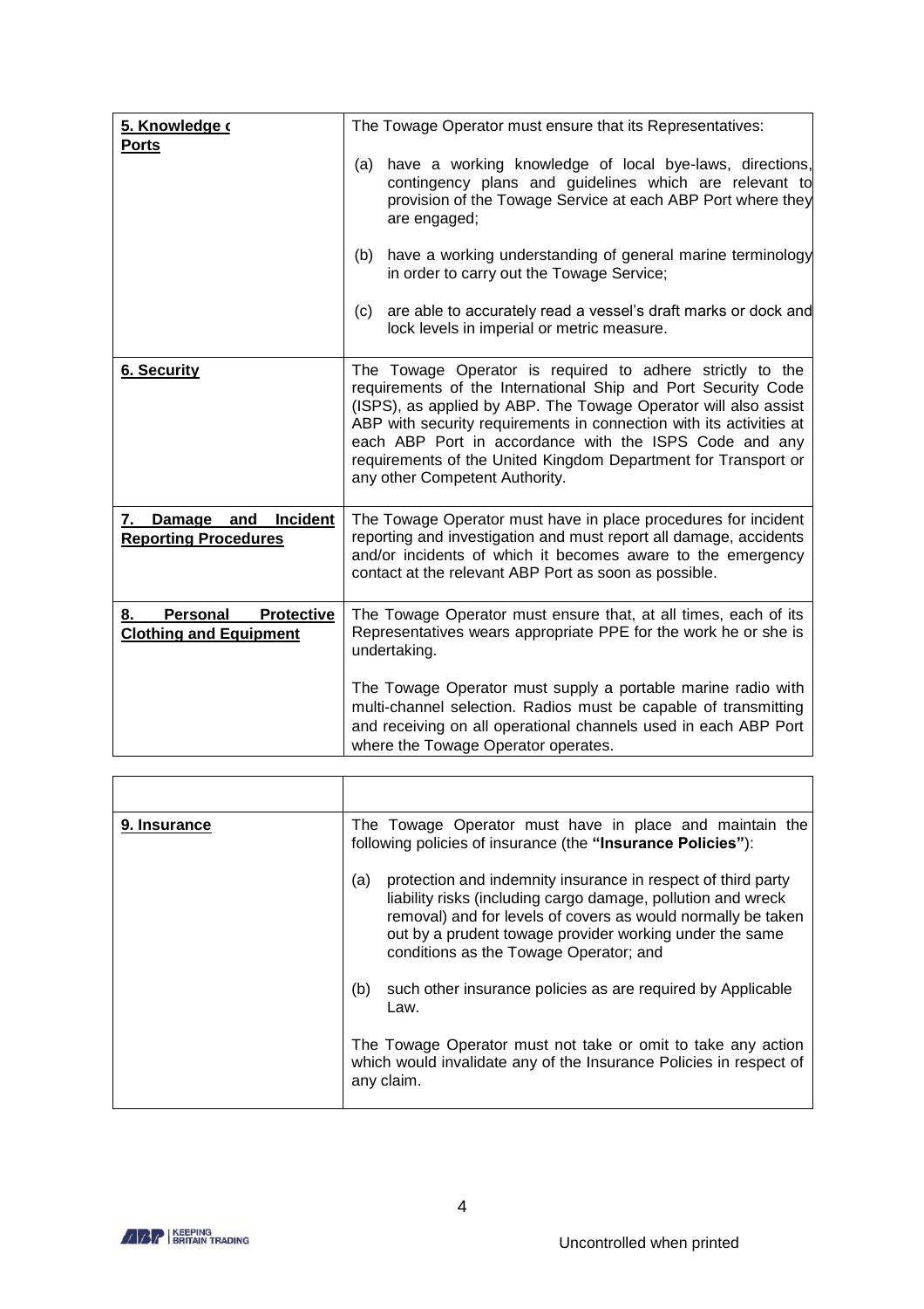| | |
|---|---|
| **5. Knowledge of Ports** | The Towage Operator must ensure that its Representatives:<br><br>(a) have a working knowledge of local bye-laws, directions, contingency plans and guidelines which are relevant to provision of the Towage Service at each ABP Port where they are engaged;<br><br>(b) have a working understanding of general marine terminology in order to carry out the Towage Service;<br><br>(c) are able to accurately read a vessel's draft marks or dock and lock levels in imperial or metric measure. |
| **6. Security** | The Towage Operator is required to adhere strictly to the requirements of the International Ship and Port Security Code (ISPS), as applied by ABP. The Towage Operator will also assist ABP with security requirements in connection with its activities at each ABP Port in accordance with the ISPS Code and any requirements of the United Kingdom Department for Transport or any other Competent Authority. |
| **7. Damage and Incident Reporting Procedures** | The Towage Operator must have in place procedures for incident reporting and investigation and must report all damage, accidents and/or incidents of which it becomes aware to the emergency contact at the relevant ABP Port as soon as possible. |
| **8. Personal Protective Clothing and Equipment** | The Towage Operator must ensure that, at all times, each of its Representatives wears appropriate PPE for the work he or she is undertaking.<br><br>The Towage Operator must supply a portable marine radio with multi-channel selection. Radios must be capable of transmitting and receiving on all operational channels used in each ABP Port where the Towage Operator operates. |
| **9. Insurance** | The Towage Operator must have in place and maintain the following policies of insurance (the **"Insurance Policies"**):<br><br>(a) protection and indemnity insurance in respect of third party liability risks (including cargo damage, pollution and wreck removal) and for levels of covers as would normally be taken out by a prudent towage provider working under the same conditions as the Towage Operator; and<br><br>(b) such other insurance policies as are required by Applicable Law.<br><br>The Towage Operator must not take or omit to take any action which would invalidate any of the Insurance Policies in respect of any claim. |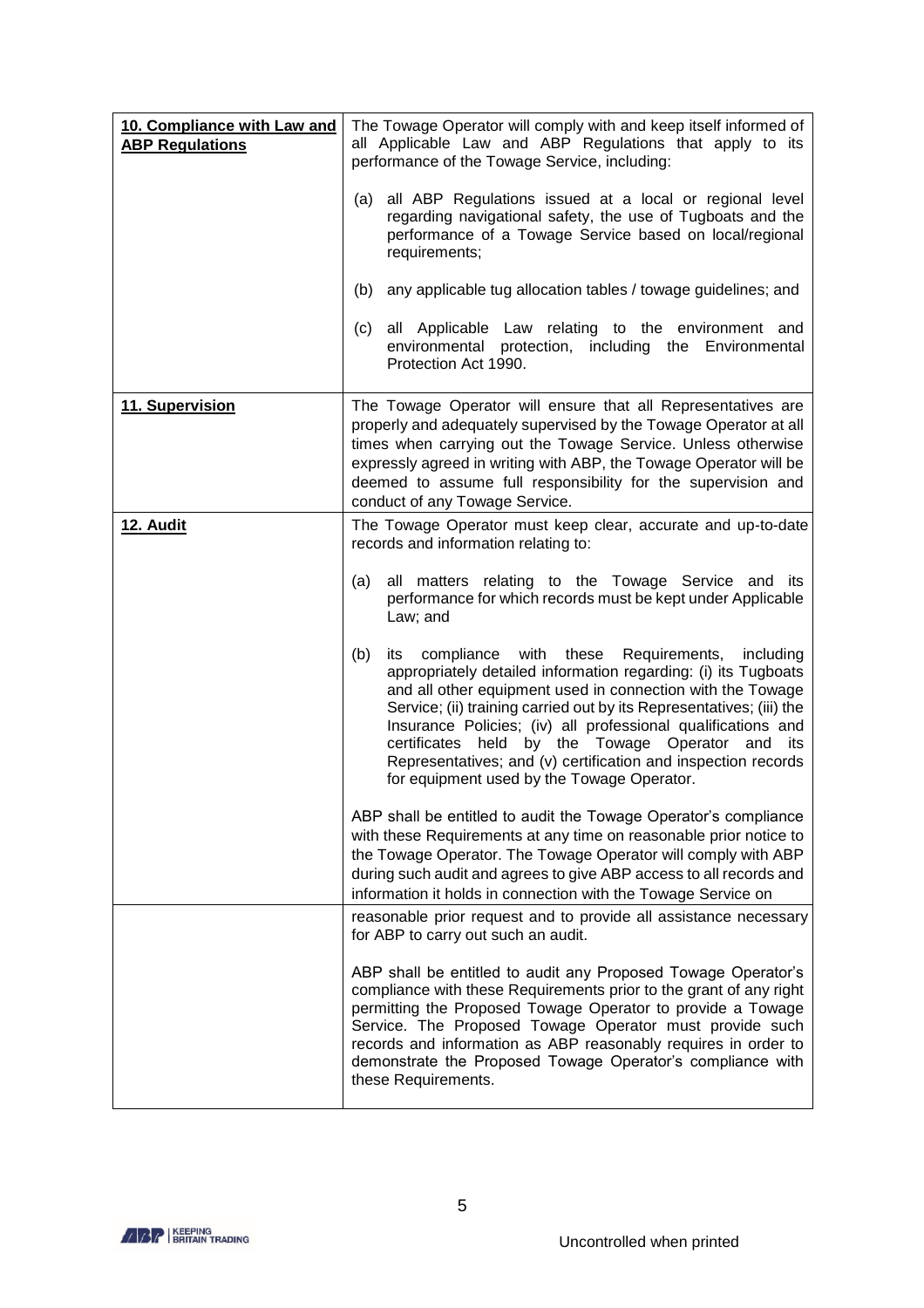| | |
|---|---|
| **10. Compliance with Law and ABP Regulations** | The Towage Operator will comply with and keep itself informed of all Applicable Law and ABP Regulations that apply to its performance of the Towage Service, including:<br><br>(a) all ABP Regulations issued at a local or regional level regarding navigational safety, the use of Tugboats and the performance of a Towage Service based on local/regional requirements;<br><br>(b) any applicable tug allocation tables / towage guidelines; and<br><br>(c) all Applicable Law relating to the environment and environmental protection, including the Environmental Protection Act 1990. |
| **11. Supervision** | The Towage Operator will ensure that all Representatives are properly and adequately supervised by the Towage Operator at all times when carrying out the Towage Service. Unless otherwise expressly agreed in writing with ABP, the Towage Operator will be deemed to assume full responsibility for the supervision and conduct of any Towage Service. |
| **12. Audit** | The Towage Operator must keep clear, accurate and up-to-date records and information relating to:<br><br>(a) all matters relating to the Towage Service and its performance for which records must be kept under Applicable Law; and<br><br>(b) its compliance with these Requirements, including appropriately detailed information regarding: (i) its Tugboats and all other equipment used in connection with the Towage Service; (ii) training carried out by its Representatives; (iii) the Insurance Policies; (iv) all professional qualifications and certificates held by the Towage Operator and its Representatives; and (v) certification and inspection records for equipment used by the Towage Operator.<br><br>ABP shall be entitled to audit the Towage Operator's compliance with these Requirements at any time on reasonable prior notice to the Towage Operator. The Towage Operator will comply with ABP during such audit and agrees to give ABP access to all records and information it holds in connection with the Towage Service on reasonable prior request and to provide all assistance necessary for ABP to carry out such an audit.<br><br>ABP shall be entitled to audit any Proposed Towage Operator's compliance with these Requirements prior to the grant of any right permitting the Proposed Towage Operator to provide a Towage Service. The Proposed Towage Operator must provide such records and information as ABP reasonably requires in order to demonstrate the Proposed Towage Operator's compliance with these Requirements. |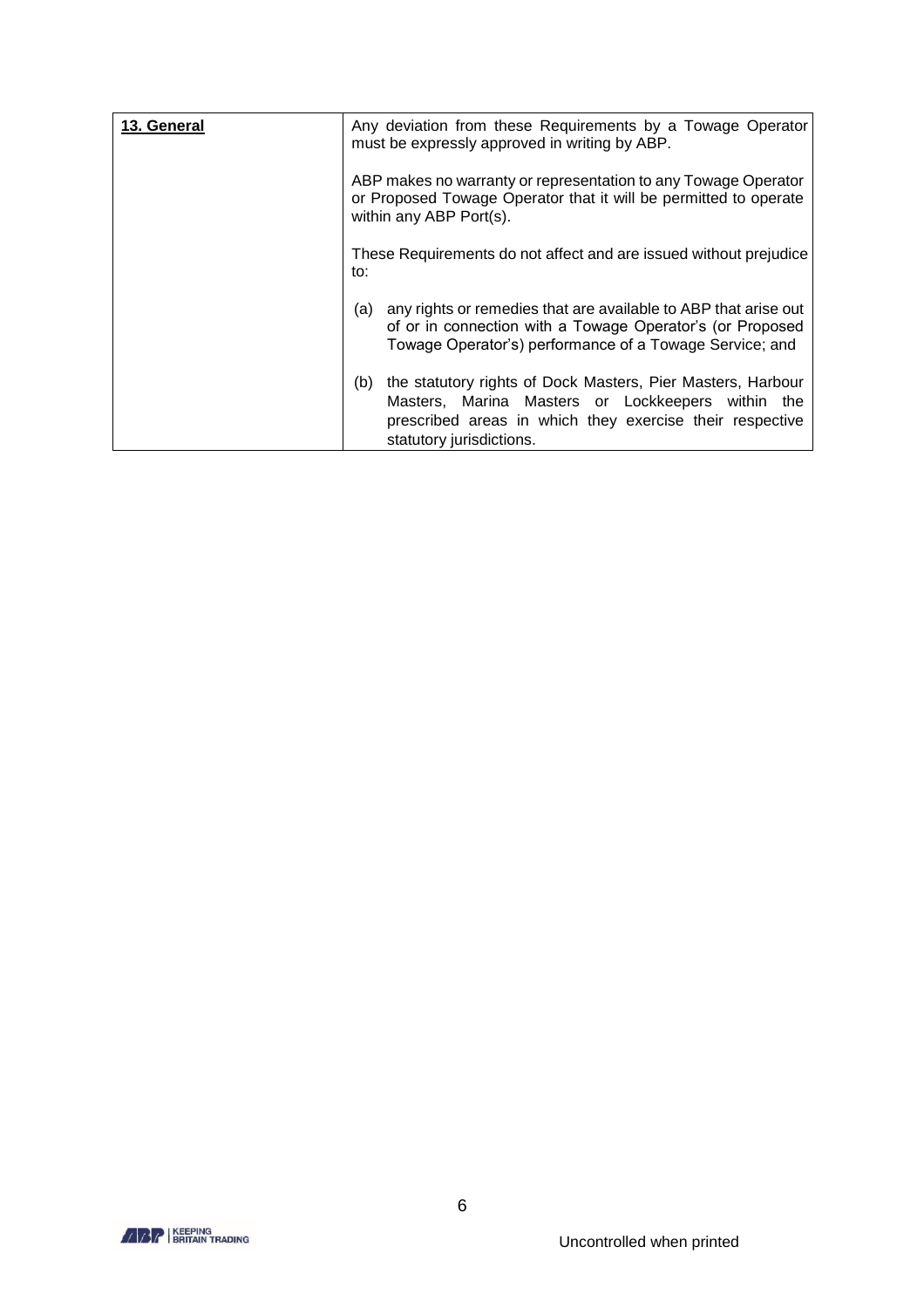| **13. General** | Any deviation from these Requirements by a Towage Operator must be expressly approved in writing by ABP.<br><br>ABP makes no warranty or representation to any Towage Operator or Proposed Towage Operator that it will be permitted to operate within any ABP Port(s).<br><br>These Requirements do not affect and are issued without prejudice to:<br><br>(a) any rights or remedies that are available to ABP that arise out of or in connection with a Towage Operator's (or Proposed Towage Operator's) performance of a Towage Service; and<br><br>(b) the statutory rights of Dock Masters, Pier Masters, Harbour Masters, Marina Masters or Lockkeepers within the prescribed areas in which they exercise their respective statutory jurisdictions. |
|---|---|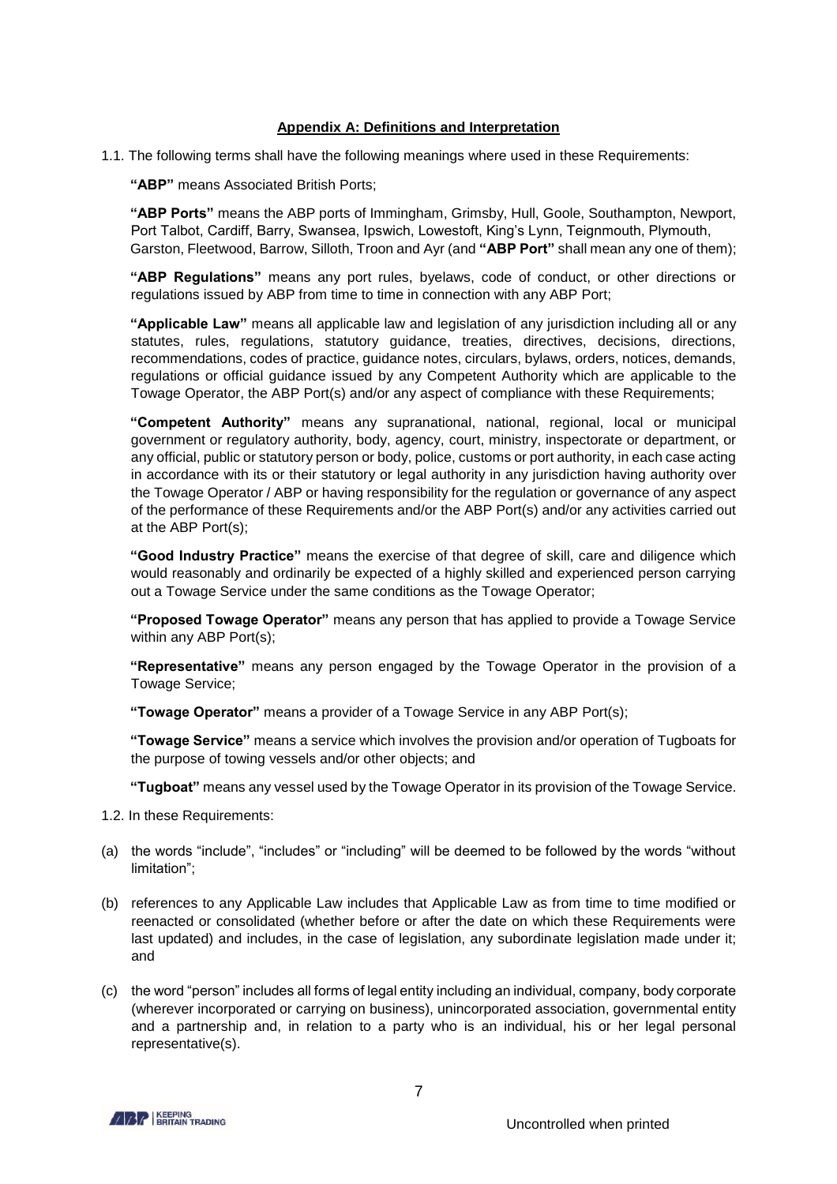## Appendix A: Definitions and Interpretation

1.1. The following terms shall have the following meanings where used in these Requirements:

**"ABP"** means Associated British Ports;

**"ABP Ports"** means the ABP ports of Immingham, Grimsby, Hull, Goole, Southampton, Newport, Port Talbot, Cardiff, Barry, Swansea, Ipswich, Lowestoft, King's Lynn, Teignmouth, Plymouth, Garston, Fleetwood, Barrow, Silloth, Troon and Ayr (and **"ABP Port"** shall mean any one of them);

**"ABP Regulations"** means any port rules, byelaws, code of conduct, or other directions or regulations issued by ABP from time to time in connection with any ABP Port;

**"Applicable Law"** means all applicable law and legislation of any jurisdiction including all or any statutes, rules, regulations, statutory guidance, treaties, directives, decisions, directions, recommendations, codes of practice, guidance notes, circulars, bylaws, orders, notices, demands, regulations or official guidance issued by any Competent Authority which are applicable to the Towage Operator, the ABP Port(s) and/or any aspect of compliance with these Requirements;

**"Competent Authority"** means any supranational, national, regional, local or municipal government or regulatory authority, body, agency, court, ministry, inspectorate or department, or any official, public or statutory person or body, police, customs or port authority, in each case acting in accordance with its or their statutory or legal authority in any jurisdiction having authority over the Towage Operator / ABP or having responsibility for the regulation or governance of any aspect of the performance of these Requirements and/or the ABP Port(s) and/or any activities carried out at the ABP Port(s);

**"Good Industry Practice"** means the exercise of that degree of skill, care and diligence which would reasonably and ordinarily be expected of a highly skilled and experienced person carrying out a Towage Service under the same conditions as the Towage Operator;

**"Proposed Towage Operator"** means any person that has applied to provide a Towage Service within any ABP Port(s);

**"Representative"** means any person engaged by the Towage Operator in the provision of a Towage Service;

**"Towage Operator"** means a provider of a Towage Service in any ABP Port(s);

**"Towage Service"** means a service which involves the provision and/or operation of Tugboats for the purpose of towing vessels and/or other objects; and

**"Tugboat"** means any vessel used by the Towage Operator in its provision of the Towage Service.

1.2. In these Requirements:

(a) the words "include", "includes" or "including" will be deemed to be followed by the words "without limitation";

(b) references to any Applicable Law includes that Applicable Law as from time to time modified or reenacted or consolidated (whether before or after the date on which these Requirements were last updated) and includes, in the case of legislation, any subordinate legislation made under it; and

(c) the word "person" includes all forms of legal entity including an individual, company, body corporate (wherever incorporated or carrying on business), unincorporated association, governmental entity and a partnership and, in relation to a party who is an individual, his or her legal personal representative(s).